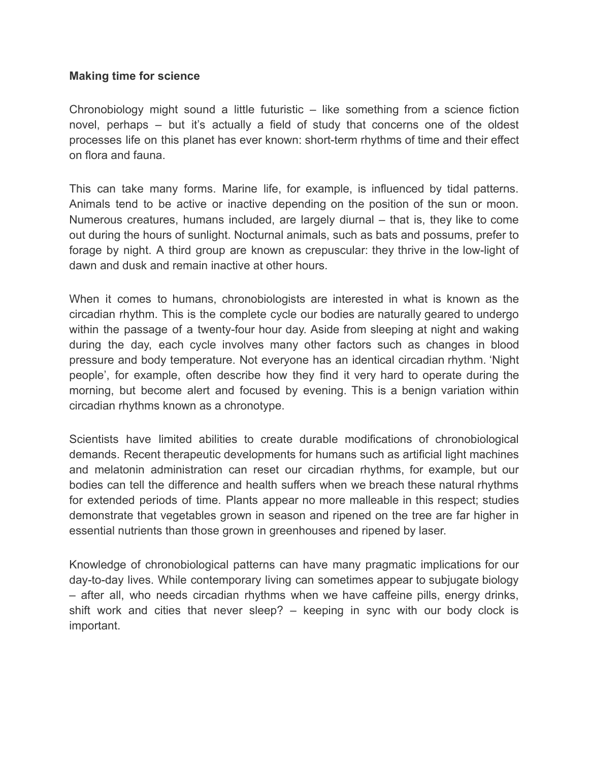**Making time for science**

Chronobiology might sound a little futuristic – like something from a science fiction novel, perhaps – but it's actually a field of study that concerns one of the oldest processes life on this planet has ever known: short-term rhythms of time and their effect on flora and fauna.

This can take many forms. Marine life, for example, is influenced by tidal patterns. Animals tend to be active or inactive depending on the position of the sun or moon. Numerous creatures, humans included, are largely diurnal – that is, they like to come out during the hours of sunlight. Nocturnal animals, such as bats and possums, prefer to forage by night. A third group are known as crepuscular: they thrive in the low-light of dawn and dusk and remain inactive at other hours.

When it comes to humans, chronobiologists are interested in what is known as the circadian rhythm. This is the complete cycle our bodies are naturally geared to undergo within the passage of a twenty-four hour day. Aside from sleeping at night and waking during the day, each cycle involves many other factors such as changes in blood pressure and body temperature. Not everyone has an identical circadian rhythm. 'Night people', for example, often describe how they find it very hard to operate during the morning, but become alert and focused by evening. This is a benign variation within circadian rhythms known as a chronotype.

Scientists have limited abilities to create durable modifications of chronobiological demands. Recent therapeutic developments for humans such as artificial light machines and melatonin administration can reset our circadian rhythms, for example, but our bodies can tell the difference and health suffers when we breach these natural rhythms for extended periods of time. Plants appear no more malleable in this respect; studies demonstrate that vegetables grown in season and ripened on the tree are far higher in essential nutrients than those grown in greenhouses and ripened by laser.

Knowledge of chronobiological patterns can have many pragmatic implications for our day-to-day lives. While contemporary living can sometimes appear to subjugate biology – after all, who needs circadian rhythms when we have caffeine pills, energy drinks, shift work and cities that never sleep? – keeping in sync with our body clock is important.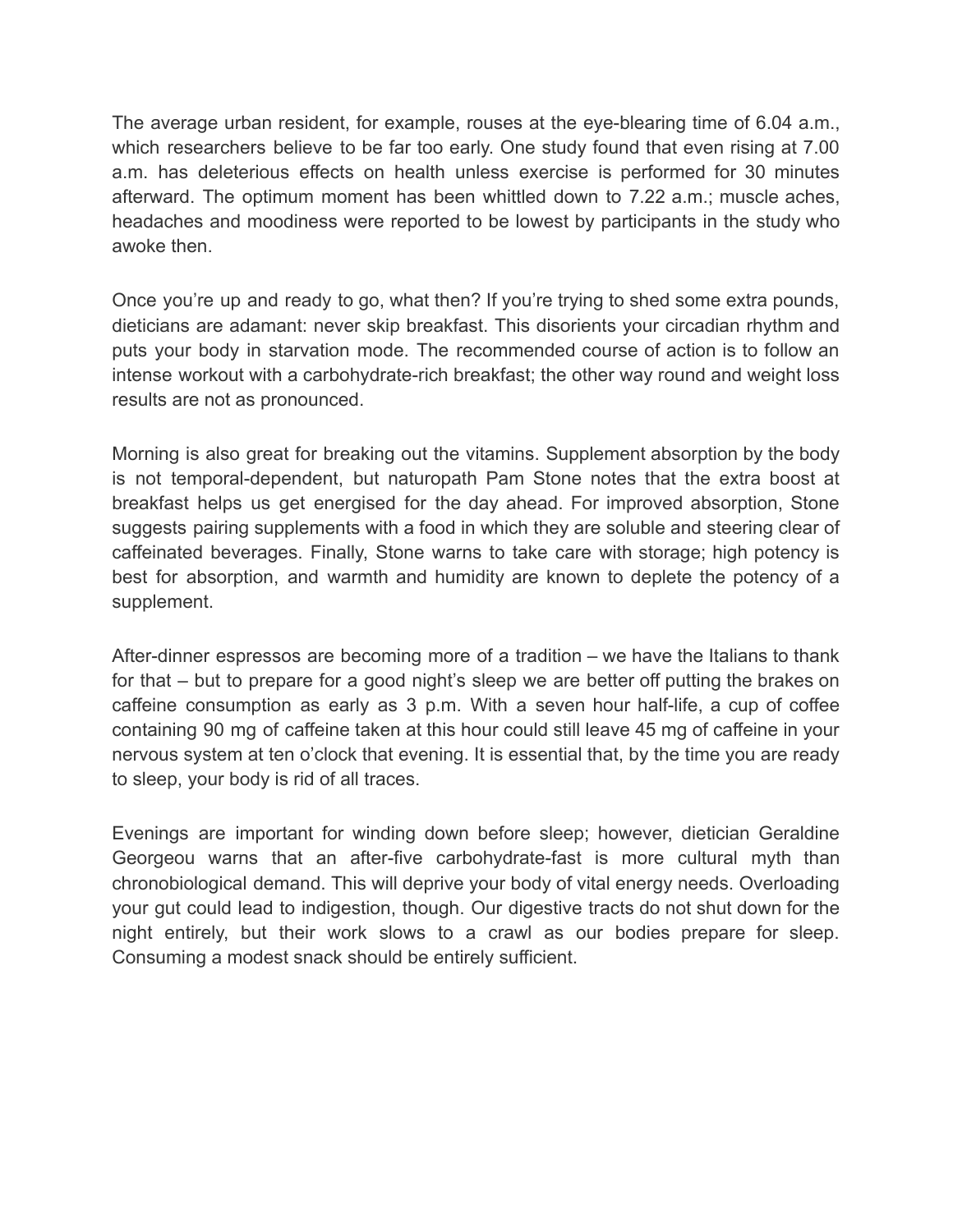The average urban resident, for example, rouses at the eye-blearing time of 6.04 a.m., which researchers believe to be far too early. One study found that even rising at 7.00 a.m. has deleterious effects on health unless exercise is performed for 30 minutes afterward. The optimum moment has been whittled down to 7.22 a.m.; muscle aches, headaches and moodiness were reported to be lowest by participants in the study who awoke then.

Once you're up and ready to go, what then? If you're trying to shed some extra pounds, dieticians are adamant: never skip breakfast. This disorients your circadian rhythm and puts your body in starvation mode. The recommended course of action is to follow an intense workout with a carbohydrate-rich breakfast; the other way round and weight loss results are not as pronounced.

Morning is also great for breaking out the vitamins. Supplement absorption by the body is not temporal-dependent, but naturopath Pam Stone notes that the extra boost at breakfast helps us get energised for the day ahead. For improved absorption, Stone suggests pairing supplements with a food in which they are soluble and steering clear of caffeinated beverages. Finally, Stone warns to take care with storage; high potency is best for absorption, and warmth and humidity are known to deplete the potency of a supplement.

After-dinner espressos are becoming more of a tradition – we have the Italians to thank for that – but to prepare for a good night's sleep we are better off putting the brakes on caffeine consumption as early as 3 p.m. With a seven hour half-life, a cup of coffee containing 90 mg of caffeine taken at this hour could still leave 45 mg of caffeine in your nervous system at ten o'clock that evening. It is essential that, by the time you are ready to sleep, your body is rid of all traces.

Evenings are important for winding down before sleep; however, dietician Geraldine Georgeou warns that an after-five carbohydrate-fast is more cultural myth than chronobiological demand. This will deprive your body of vital energy needs. Overloading your gut could lead to indigestion, though. Our digestive tracts do not shut down for the night entirely, but their work slows to a crawl as our bodies prepare for sleep. Consuming a modest snack should be entirely sufficient.